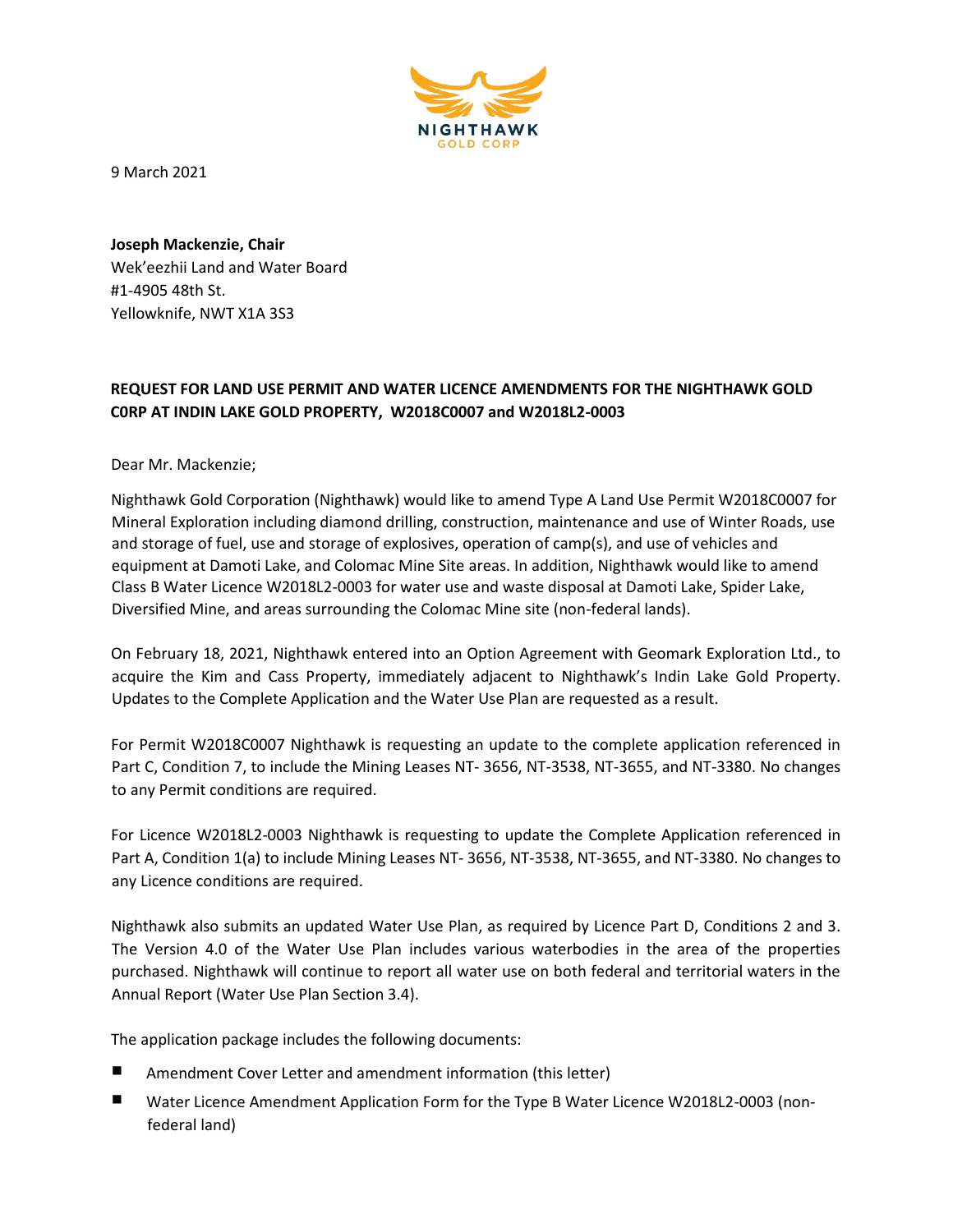NIGHTHAWK
GOLD CORP

9 March 2021

**Joseph Mackenzie, Chair**
Wek'eezhii Land and Water Board
#1-4905 48th St.
Yellowknife, NWT X1A 3S3

**REQUEST FOR LAND USE PERMIT AND WATER LICENCE AMENDMENTS FOR THE NIGHTHAWK GOLD C0RP AT INDIN LAKE GOLD PROPERTY, W2018C0007 and W2018L2-0003**

Dear Mr. Mackenzie;

Nighthawk Gold Corporation (Nighthawk) would like to amend Type A Land Use Permit W2018C0007 for Mineral Exploration including diamond drilling, construction, maintenance and use of Winter Roads, use and storage of fuel, use and storage of explosives, operation of camp(s), and use of vehicles and equipment at Damoti Lake, and Colomac Mine Site areas. In addition, Nighthawk would like to amend Class B Water Licence W2018L2-0003 for water use and waste disposal at Damoti Lake, Spider Lake, Diversified Mine, and areas surrounding the Colomac Mine site (non-federal lands).

On February 18, 2021, Nighthawk entered into an Option Agreement with Geomark Exploration Ltd., to acquire the Kim and Cass Property, immediately adjacent to Nighthawk's Indin Lake Gold Property. Updates to the Complete Application and the Water Use Plan are requested as a result.

For Permit W2018C0007 Nighthawk is requesting an update to the complete application referenced in Part C, Condition 7, to include the Mining Leases NT- 3656, NT-3538, NT-3655, and NT-3380. No changes to any Permit conditions are required.

For Licence W2018L2-0003 Nighthawk is requesting to update the Complete Application referenced in Part A, Condition 1(a) to include Mining Leases NT- 3656, NT-3538, NT-3655, and NT-3380. No changes to any Licence conditions are required.

Nighthawk also submits an updated Water Use Plan, as required by Licence Part D, Conditions 2 and 3. The Version 4.0 of the Water Use Plan includes various waterbodies in the area of the properties purchased. Nighthawk will continue to report all water use on both federal and territorial waters in the Annual Report (Water Use Plan Section 3.4).

The application package includes the following documents:

- Amendment Cover Letter and amendment information (this letter)
- Water Licence Amendment Application Form for the Type B Water Licence W2018L2-0003 (non-federal land)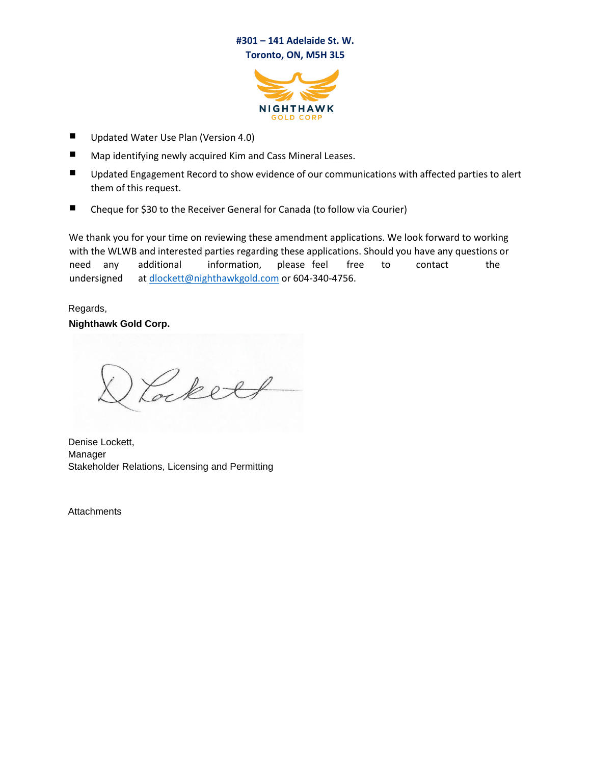#301 – 141 Adelaide St. W.
Toronto, ON, M5H 3L5

NIGHTHAWK
GOLD CORP

- Updated Water Use Plan (Version 4.0)
- Map identifying newly acquired Kim and Cass Mineral Leases.
- Updated Engagement Record to show evidence of our communications with affected parties to alert them of this request.
- Cheque for $30 to the Receiver General for Canada (to follow via Courier)

We thank you for your time on reviewing these amendment applications. We look forward to working with the WLWB and interested parties regarding these applications. Should you have any questions or need any additional information, please feel free to contact the undersigned at dlockett@nighthawkgold.com or 604-340-4756.

Regards,

**Nighthawk Gold Corp.**

Denise Lockett,
Manager
Stakeholder Relations, Licensing and Permitting

Attachments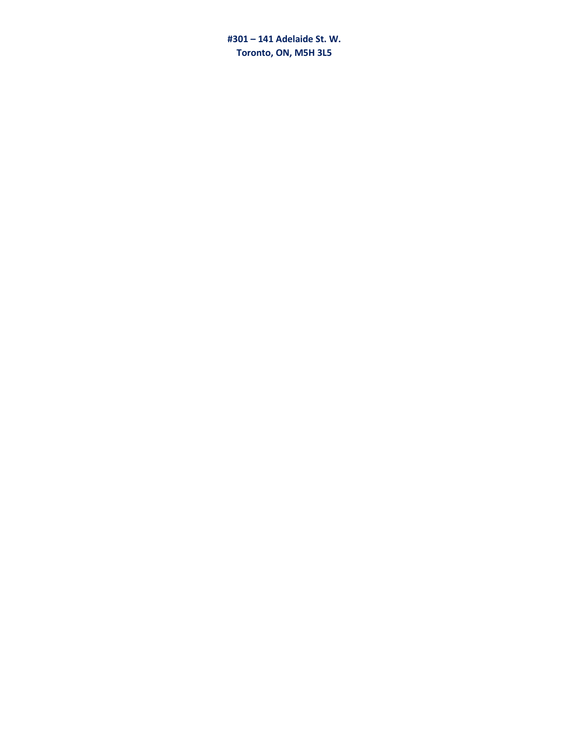**#301 – 141 Adelaide St. W.**
**Toronto, ON, M5H 3L5**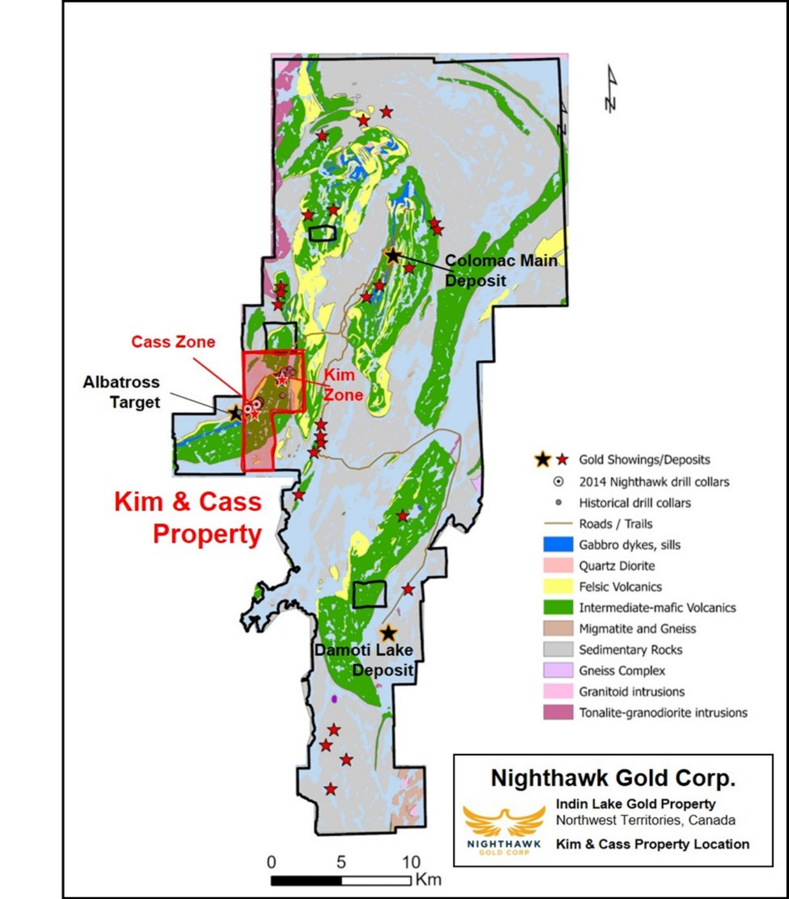Kim & Cass Property

Cass Zone

Kim Zone

Albatross Target

Colomac Main Deposit

Damoti Lake Deposit

N

Gold Showings/Deposits

2014 Nighthawk drill collars

Historical drill collars

Roads / Trails

Gabbro dykes, sills

Quartz Diorite

Felsic Volcanics

Intermediate-mafic Volcanics

Migmatite and Gneiss

Sedimentary Rocks

Gneiss Complex

Granitoid intrusions

Tonalite-granodiorite intrusions

0 5 10 Km

Nighthawk Gold Corp.

Indin Lake Gold Property

Northwest Territories, Canada

Kim & Cass Property Location

NIGHTHAWK GOLD CORP